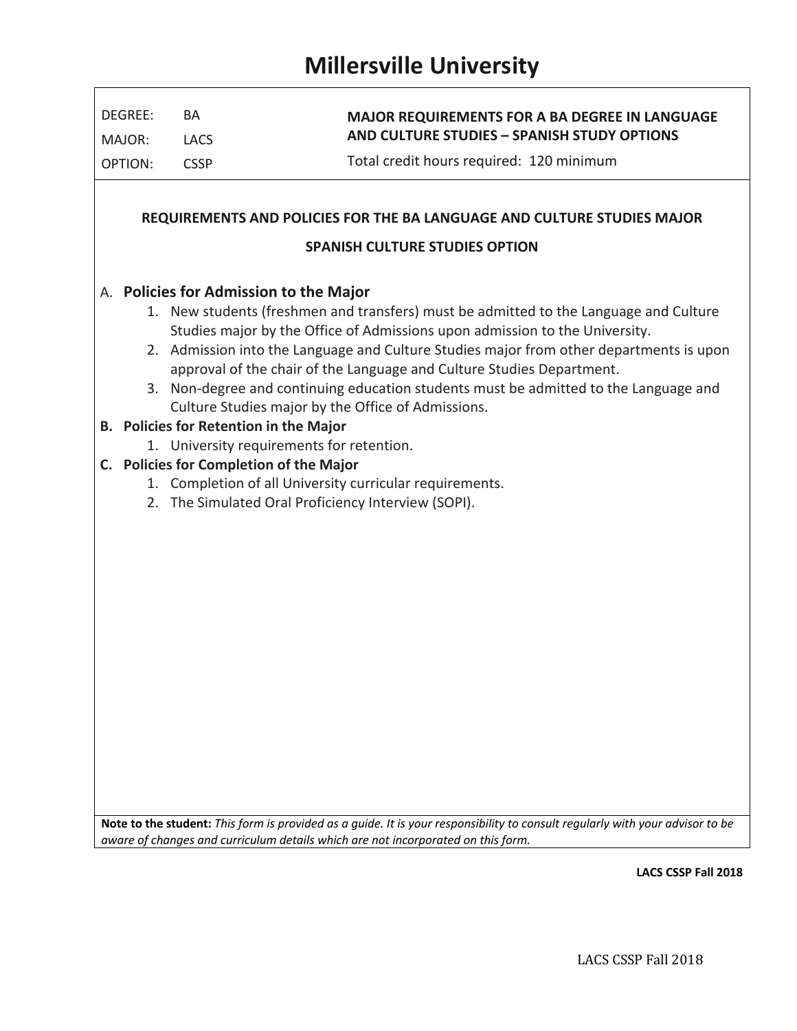# Millersville University

| DEGREE: | BA | **MAJOR REQUIREMENTS FOR A BA DEGREE IN LANGUAGE AND CULTURE STUDIES – SPANISH STUDY OPTIONS** |
|---|---|---|
| MAJOR: | LACS | |
| OPTION: | CSSP | Total credit hours required: 120 minimum |

**REQUIREMENTS AND POLICIES FOR THE BA LANGUAGE AND CULTURE STUDIES MAJOR**

**SPANISH CULTURE STUDIES OPTION**

A. **Policies for Admission to the Major**
   1. New students (freshmen and transfers) must be admitted to the Language and Culture Studies major by the Office of Admissions upon admission to the University.
   2. Admission into the Language and Culture Studies major from other departments is upon approval of the chair of the Language and Culture Studies Department.
   3. Non-degree and continuing education students must be admitted to the Language and Culture Studies major by the Office of Admissions.

**B. Policies for Retention in the Major**
   1. University requirements for retention.

**C. Policies for Completion of the Major**
   1. Completion of all University curricular requirements.
   2. The Simulated Oral Proficiency Interview (SOPI).

**Note to the student:** *This form is provided as a guide. It is your responsibility to consult regularly with your advisor to be aware of changes and curriculum details which are not incorporated on this form.*

**LACS CSSP Fall 2018**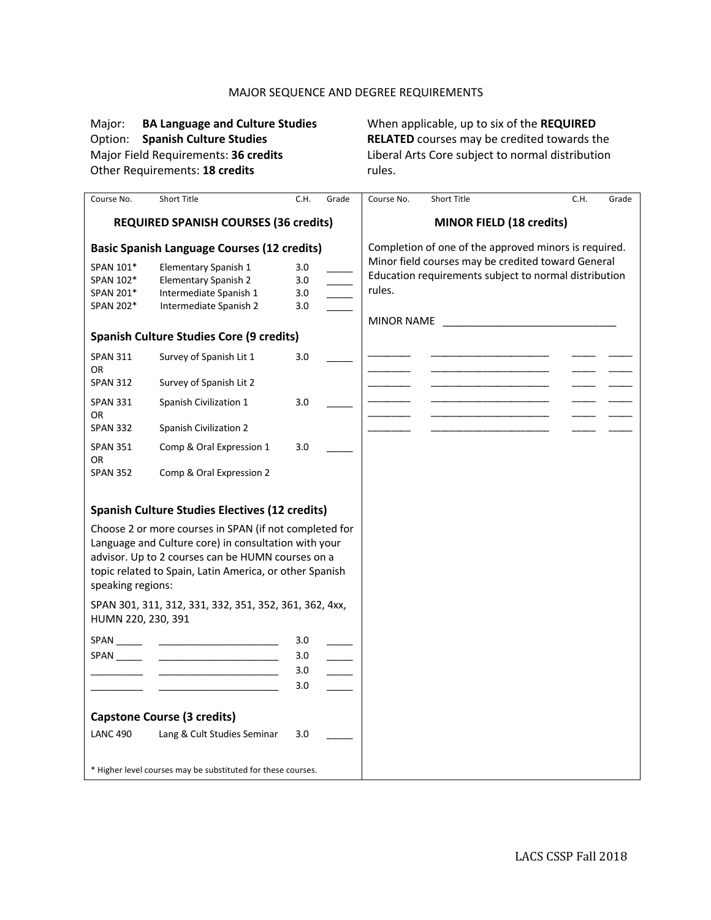# MAJOR SEQUENCE AND DEGREE REQUIREMENTS

Major: **BA Language and Culture Studies**
Option: **Spanish Culture Studies**
Major Field Requirements: **36 credits**
Other Requirements: **18 credits**

When applicable, up to six of the **REQUIRED RELATED** courses may be credited towards the Liberal Arts Core subject to normal distribution rules.

## REQUIRED SPANISH COURSES (36 credits)

### Basic Spanish Language Courses (12 credits)

| Course No. | Short Title | C.H. | Grade |
|---|---|---|---|
| SPAN 101* | Elementary Spanish 1 | 3.0 | _____ |
| SPAN 102* | Elementary Spanish 2 | 3.0 | _____ |
| SPAN 201* | Intermediate Spanish 1 | 3.0 | _____ |
| SPAN 202* | Intermediate Spanish 2 | 3.0 | _____ |

### Spanish Culture Studies Core (9 credits)

| Course No. | Short Title | C.H. | Grade |
|---|---|---|---|
| SPAN 311 OR SPAN 312 | Survey of Spanish Lit 1 / Survey of Spanish Lit 2 | 3.0 | _____ |
| SPAN 331 OR SPAN 332 | Spanish Civilization 1 / Spanish Civilization 2 | 3.0 | _____ |
| SPAN 351 OR SPAN 352 | Comp & Oral Expression 1 / Comp & Oral Expression 2 | 3.0 | _____ |

### Spanish Culture Studies Electives (12 credits)

Choose 2 or more courses in SPAN (if not completed for Language and Culture core) in consultation with your advisor. Up to 2 courses can be HUMN courses on a topic related to Spain, Latin America, or other Spanish speaking regions:

SPAN 301, 311, 312, 331, 332, 351, 352, 361, 362, 4xx, HUMN 220, 230, 391

| Course No. | Short Title | C.H. | Grade |
|---|---|---|---|
| SPAN _____ | ______________________ | 3.0 | _____ |
| SPAN _____ | ______________________ | 3.0 | _____ |
| _________ | ______________________ | 3.0 | _____ |
| _________ | ______________________ | 3.0 | _____ |

### Capstone Course (3 credits)

| Course No. | Short Title | C.H. | Grade |
|---|---|---|---|
| LANC 490 | Lang & Cult Studies Seminar | 3.0 | _____ |

\* Higher level courses may be substituted for these courses.

## MINOR FIELD (18 credits)

Completion of one of the approved minors is required. Minor field courses may be credited toward General Education requirements subject to normal distribution rules.

MINOR NAME ______________________________

| Course No. | Short Title | C.H. | Grade |
|---|---|---|---|
| ________ | ______________________ | _____ | _____ |
| ________ | ______________________ | _____ | _____ |
| ________ | ______________________ | _____ | _____ |
| ________ | ______________________ | _____ | _____ |
| ________ | ______________________ | _____ | _____ |
| ________ | ______________________ | _____ | _____ |

LACS CSSP Fall 2018